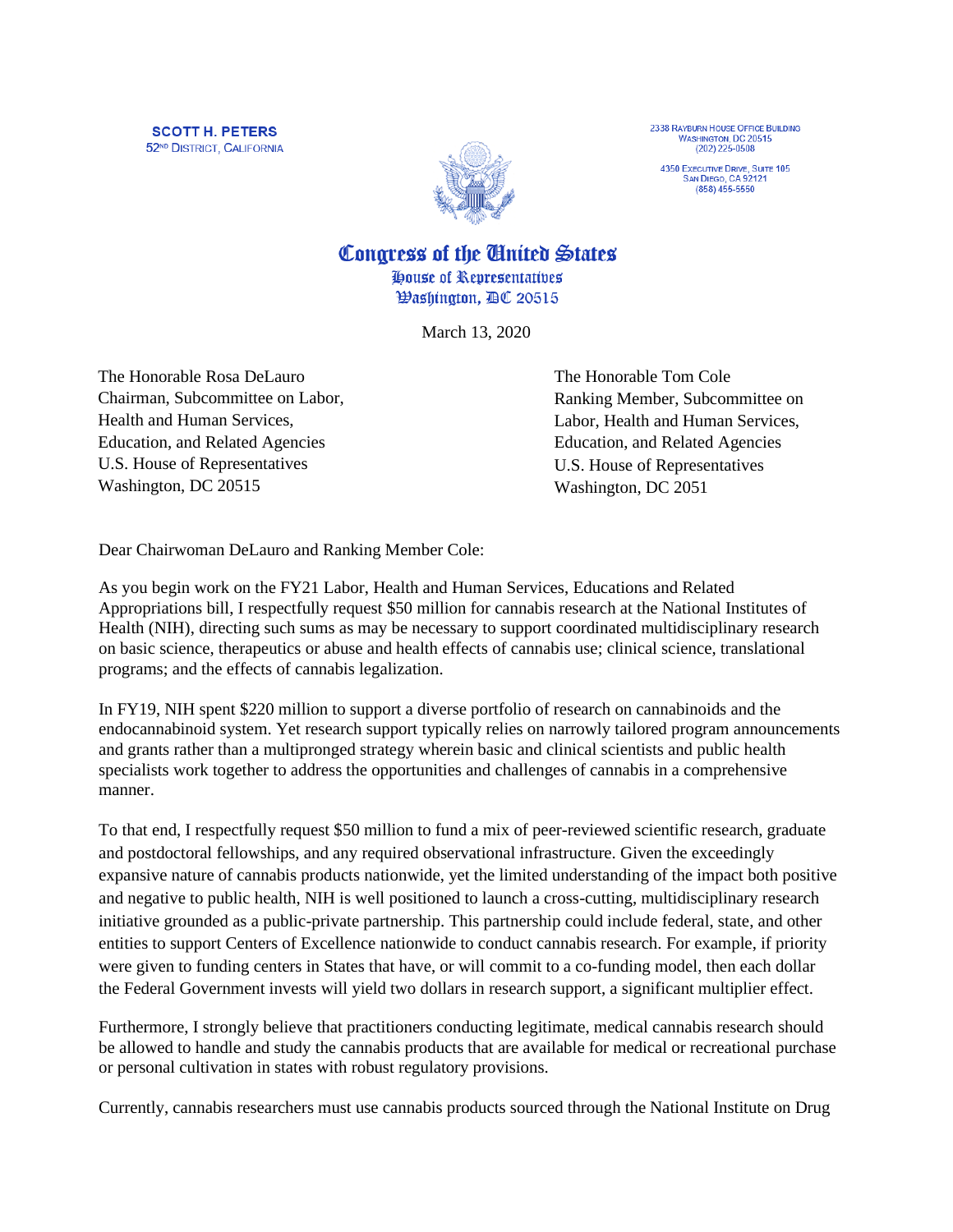**SCOTT H. PETERS**
52ND DISTRICT, CALIFORNIA

2338 RAYBURN HOUSE OFFICE BUILDING
WASHINGTON, DC 20515
(202) 225-0508

4350 EXECUTIVE DRIVE, SUITE 105
SAN DIEGO, CA 92121
(858) 455-5550

# Congress of the United States

## House of Representatives
## Washington, DC 20515

March 13, 2020

The Honorable Rosa DeLauro
Chairman, Subcommittee on Labor,
Health and Human Services,
Education, and Related Agencies
U.S. House of Representatives
Washington, DC 20515

The Honorable Tom Cole
Ranking Member, Subcommittee on
Labor, Health and Human Services,
Education, and Related Agencies
U.S. House of Representatives
Washington, DC 2051

Dear Chairwoman DeLauro and Ranking Member Cole:

As you begin work on the FY21 Labor, Health and Human Services, Educations and Related Appropriations bill, I respectfully request $50 million for cannabis research at the National Institutes of Health (NIH), directing such sums as may be necessary to support coordinated multidisciplinary research on basic science, therapeutics or abuse and health effects of cannabis use; clinical science, translational programs; and the effects of cannabis legalization.

In FY19, NIH spent $220 million to support a diverse portfolio of research on cannabinoids and the endocannabinoid system. Yet research support typically relies on narrowly tailored program announcements and grants rather than a multipronged strategy wherein basic and clinical scientists and public health specialists work together to address the opportunities and challenges of cannabis in a comprehensive manner.

To that end, I respectfully request $50 million to fund a mix of peer-reviewed scientific research, graduate and postdoctoral fellowships, and any required observational infrastructure. Given the exceedingly expansive nature of cannabis products nationwide, yet the limited understanding of the impact both positive and negative to public health, NIH is well positioned to launch a cross-cutting, multidisciplinary research initiative grounded as a public-private partnership. This partnership could include federal, state, and other entities to support Centers of Excellence nationwide to conduct cannabis research. For example, if priority were given to funding centers in States that have, or will commit to a co-funding model, then each dollar the Federal Government invests will yield two dollars in research support, a significant multiplier effect.

Furthermore, I strongly believe that practitioners conducting legitimate, medical cannabis research should be allowed to handle and study the cannabis products that are available for medical or recreational purchase or personal cultivation in states with robust regulatory provisions.

Currently, cannabis researchers must use cannabis products sourced through the National Institute on Drug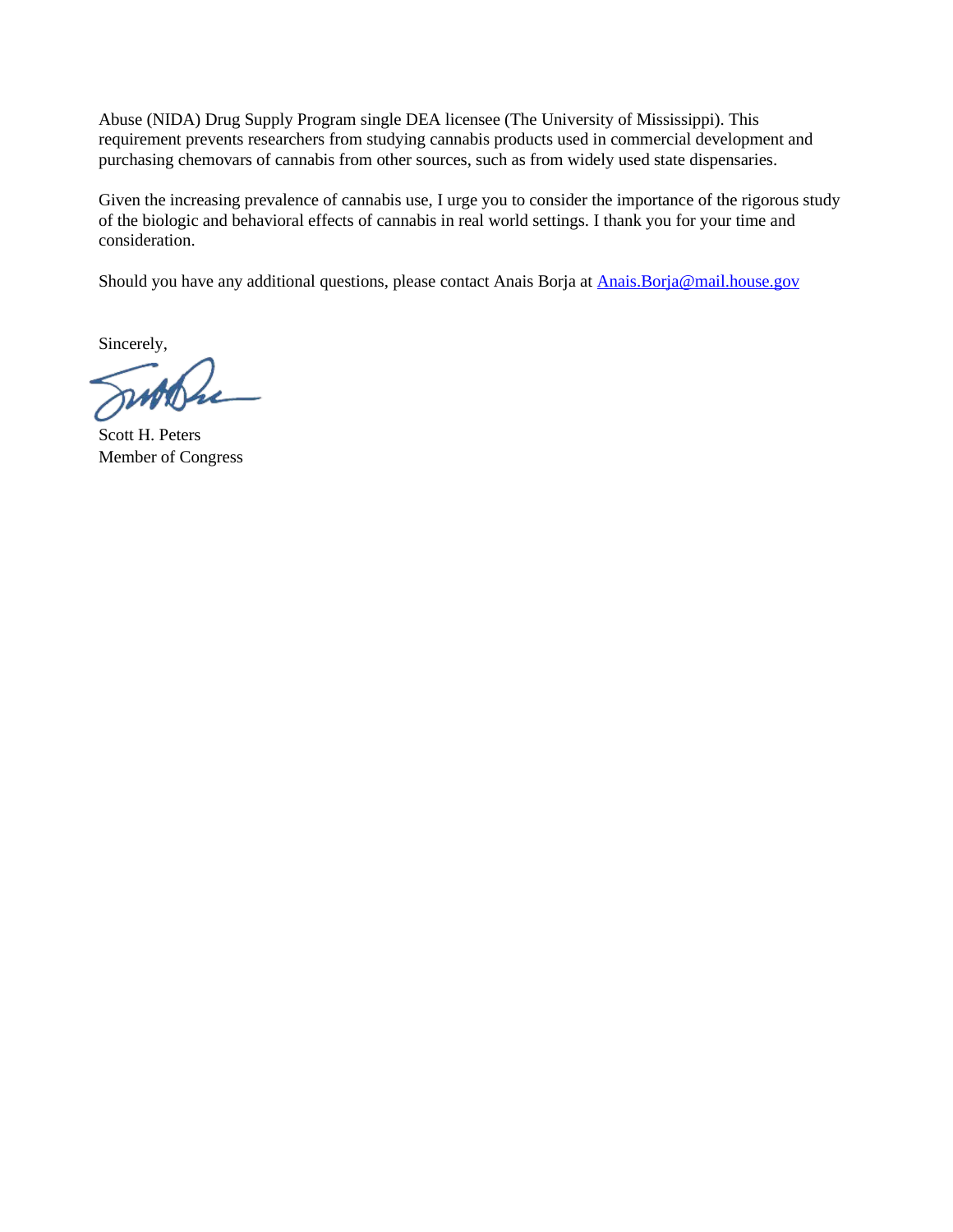Abuse (NIDA) Drug Supply Program single DEA licensee (The University of Mississippi). This requirement prevents researchers from studying cannabis products used in commercial development and purchasing chemovars of cannabis from other sources, such as from widely used state dispensaries.

Given the increasing prevalence of cannabis use, I urge you to consider the importance of the rigorous study of the biologic and behavioral effects of cannabis in real world settings. I thank you for your time and consideration.

Should you have any additional questions, please contact Anais Borja at [Anais.Borja@mail.house.gov](mailto:Anais.Borja@mail.house.gov)

Sincerely,

Scott H. Peters
Member of Congress